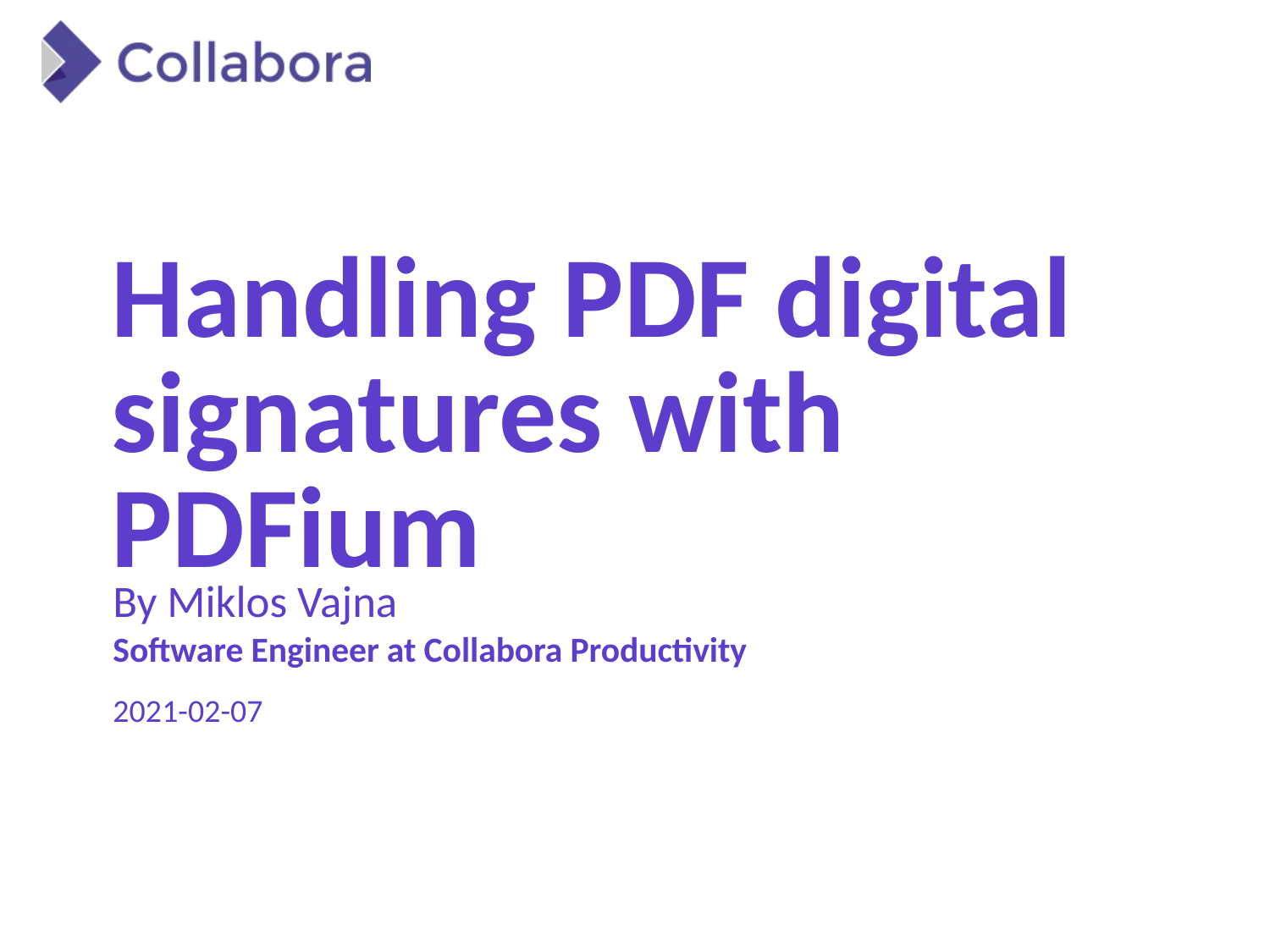Collabora

# Handling PDF digital signatures with PDFium

By Miklos Vajna

**Software Engineer at Collabora Productivity**

2021-02-07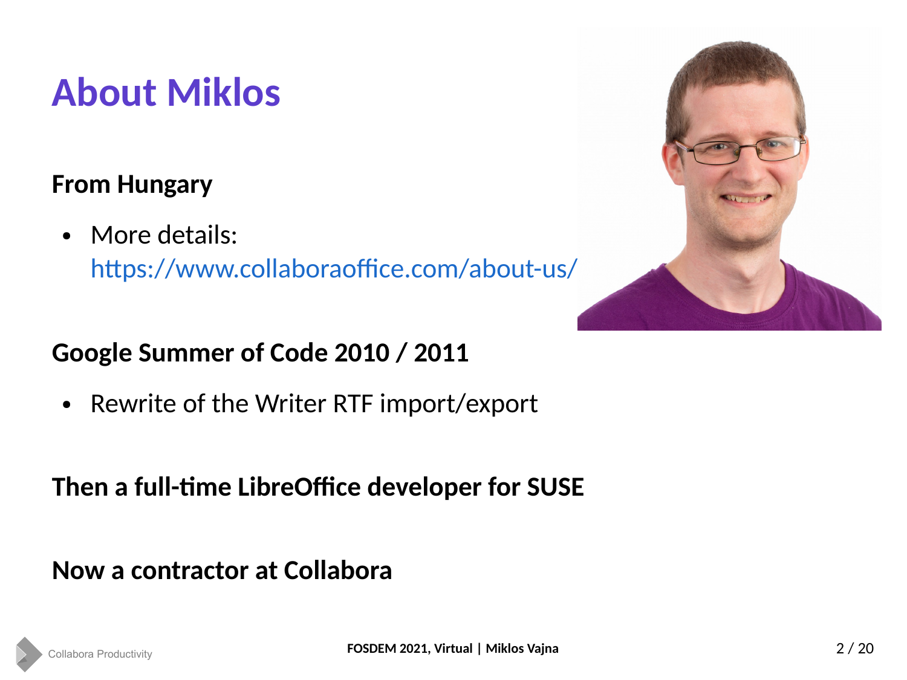# About Miklos

**From Hungary**

- More details: https://www.collaboraoffice.com/about-us/

**Google Summer of Code 2010 / 2011**

- Rewrite of the Writer RTF import/export

**Then a full-time LibreOffice developer for SUSE**

**Now a contractor at Collabora**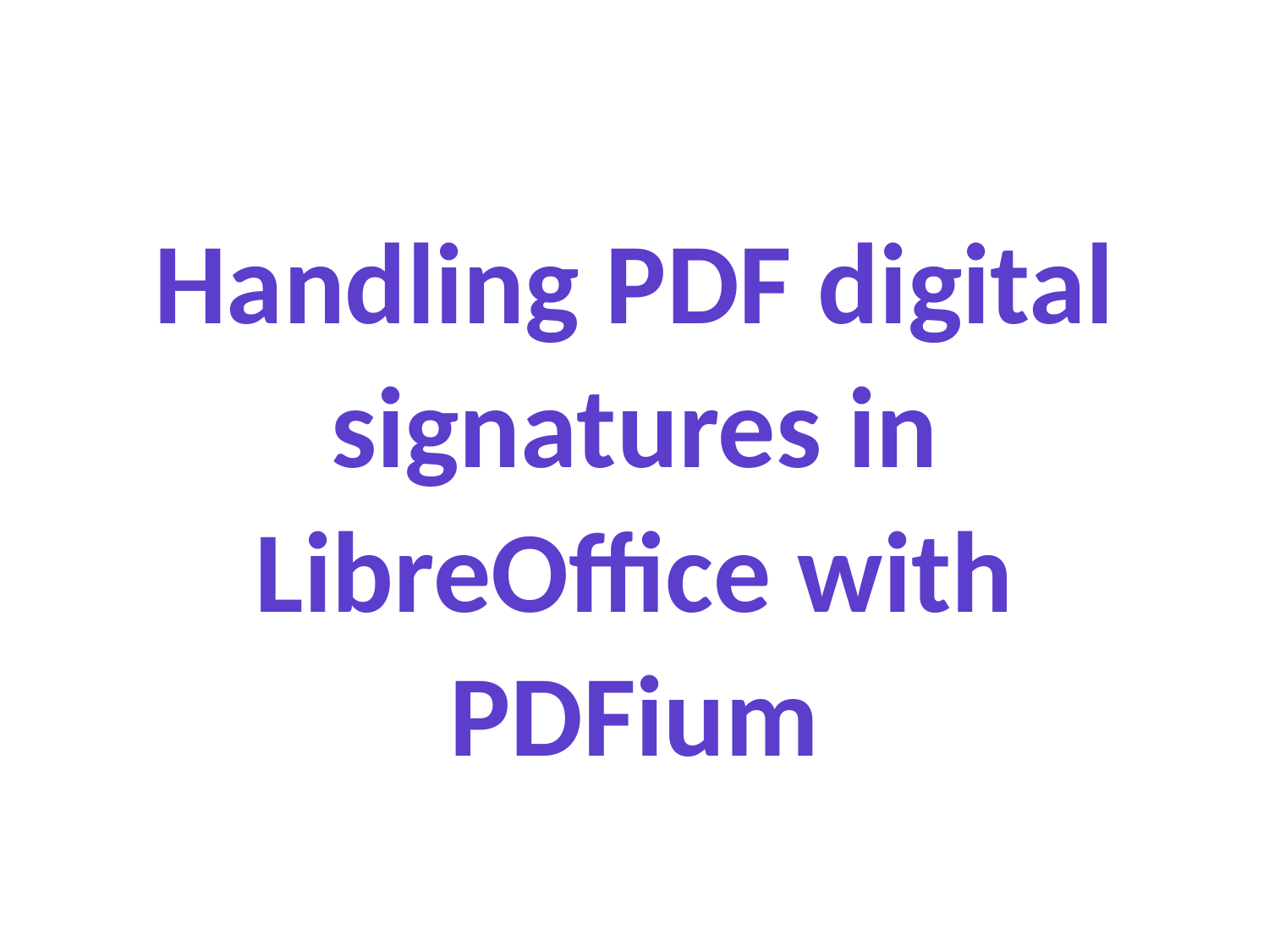# Handling PDF digital signatures in LibreOffice with PDFium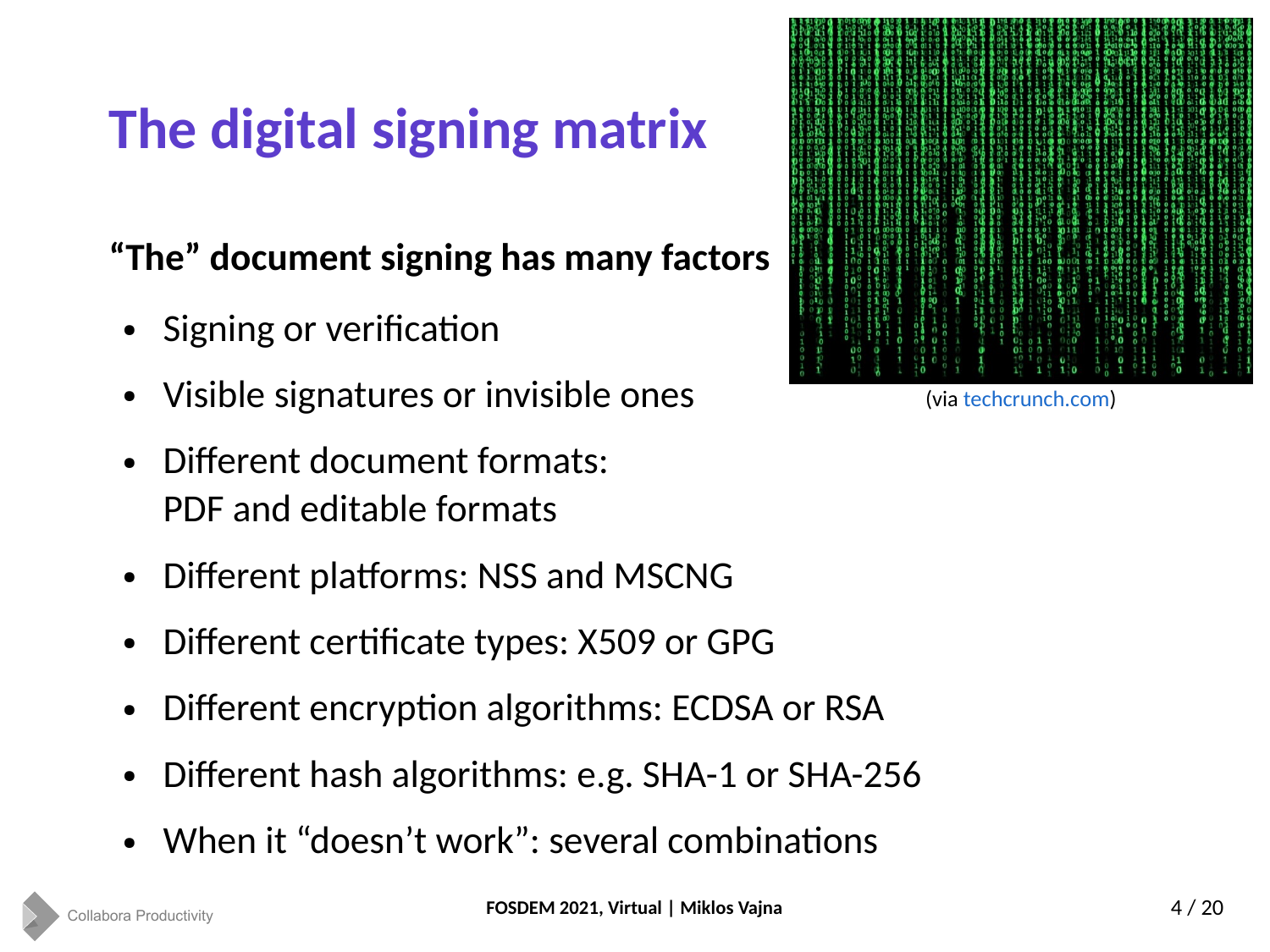# The digital signing matrix

**“The” document signing has many factors**

- Signing or verification
- Visible signatures or invisible ones
- Different document formats:  
  PDF and editable formats
- Different platforms: NSS and MSCNG
- Different certificate types: X509 or GPG
- Different encryption algorithms: ECDSA or RSA
- Different hash algorithms: e.g. SHA-1 or SHA-256
- When it “doesn’t work”: several combinations

(via techcrunch.com)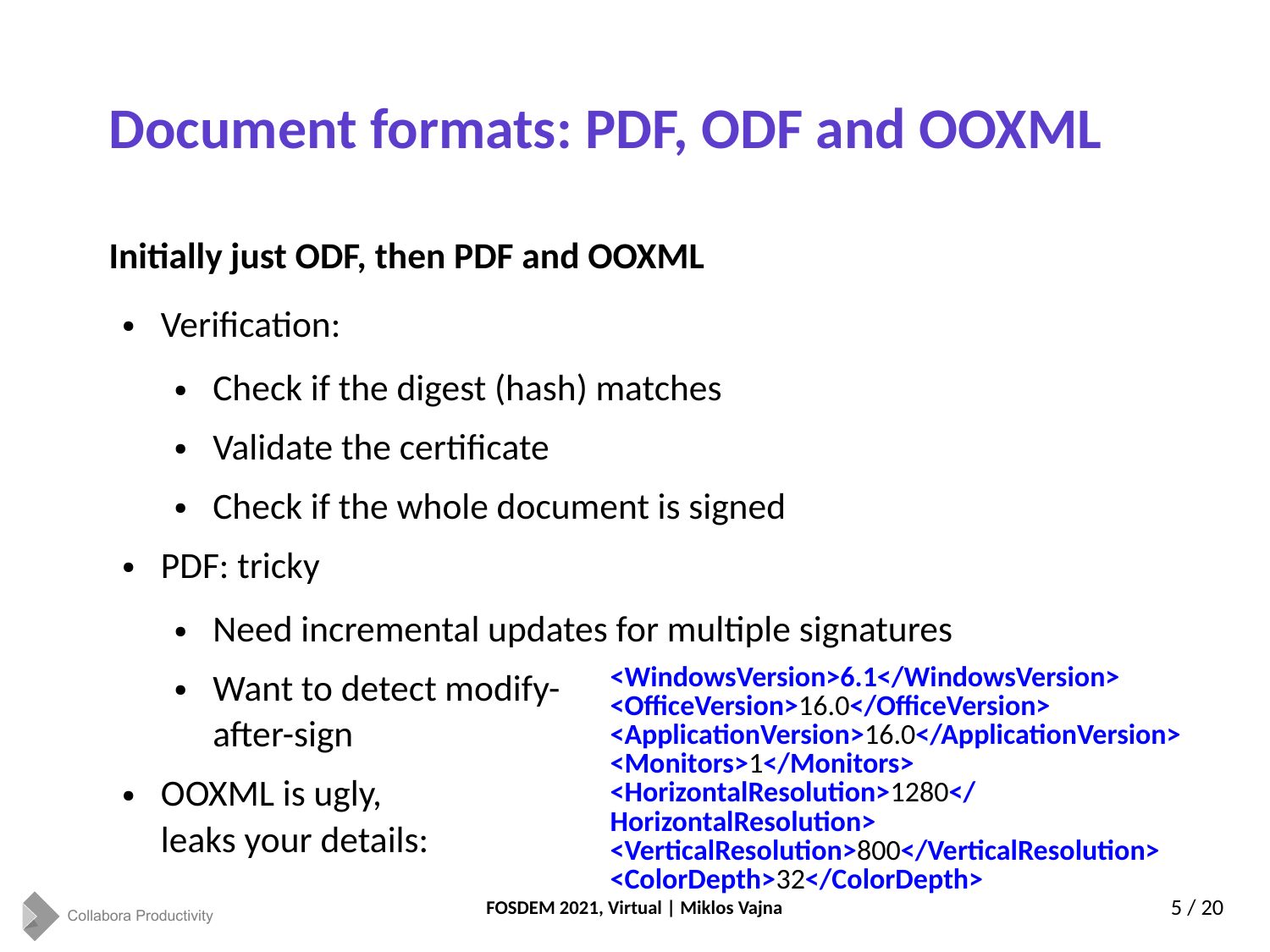# Document formats: PDF, ODF and OOXML

**Initially just ODF, then PDF and OOXML**

- Verification:
  - Check if the digest (hash) matches
  - Validate the certificate
  - Check if the whole document is signed
- PDF: tricky
  - Need incremental updates for multiple signatures
  - Want to detect modify-after-sign
- OOXML is ugly, leaks your details:

```
<WindowsVersion>6.1</WindowsVersion>
<OfficeVersion>16.0</OfficeVersion>
<ApplicationVersion>16.0</ApplicationVersion>
<Monitors>1</Monitors>
<HorizontalResolution>1280</HorizontalResolution>
<VerticalResolution>800</VerticalResolution>
<ColorDepth>32</ColorDepth>
```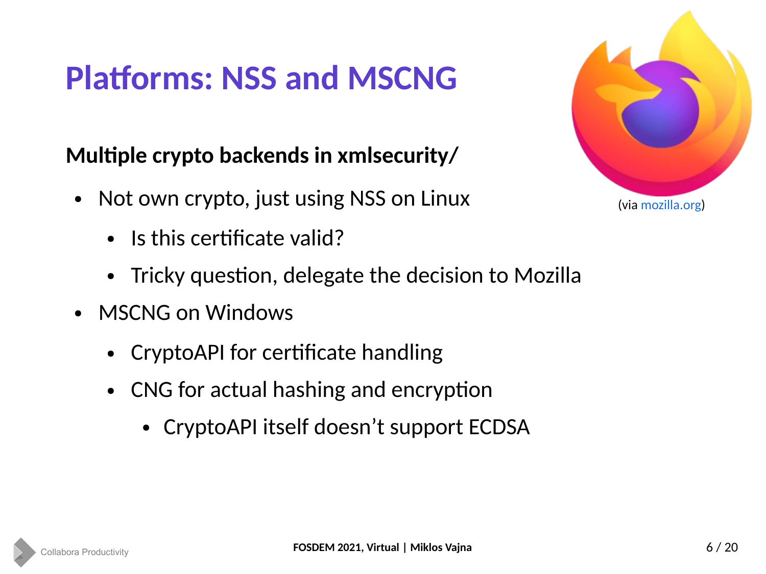# Platforms: NSS and MSCNG

**Multiple crypto backends in xmlsecurity/**

- Not own crypto, just using NSS on Linux
  - Is this certificate valid?
  - Tricky question, delegate the decision to Mozilla
- MSCNG on Windows
  - CryptoAPI for certificate handling
  - CNG for actual hashing and encryption
    - CryptoAPI itself doesn't support ECDSA

(via mozilla.org)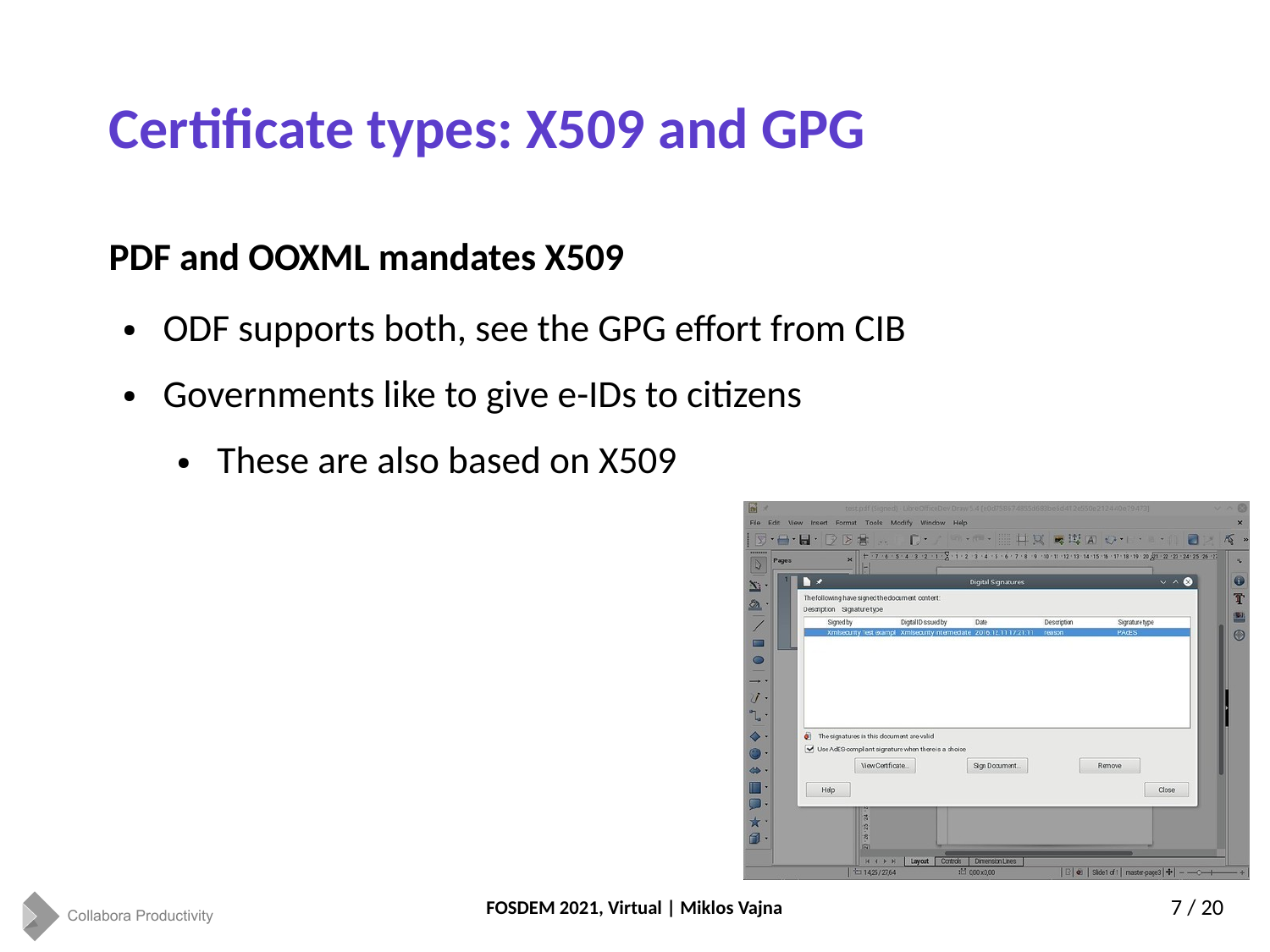# Certificate types: X509 and GPG

**PDF and OOXML mandates X509**

- ODF supports both, see the GPG effort from CIB
- Governments like to give e-IDs to citizens
  - These are also based on X509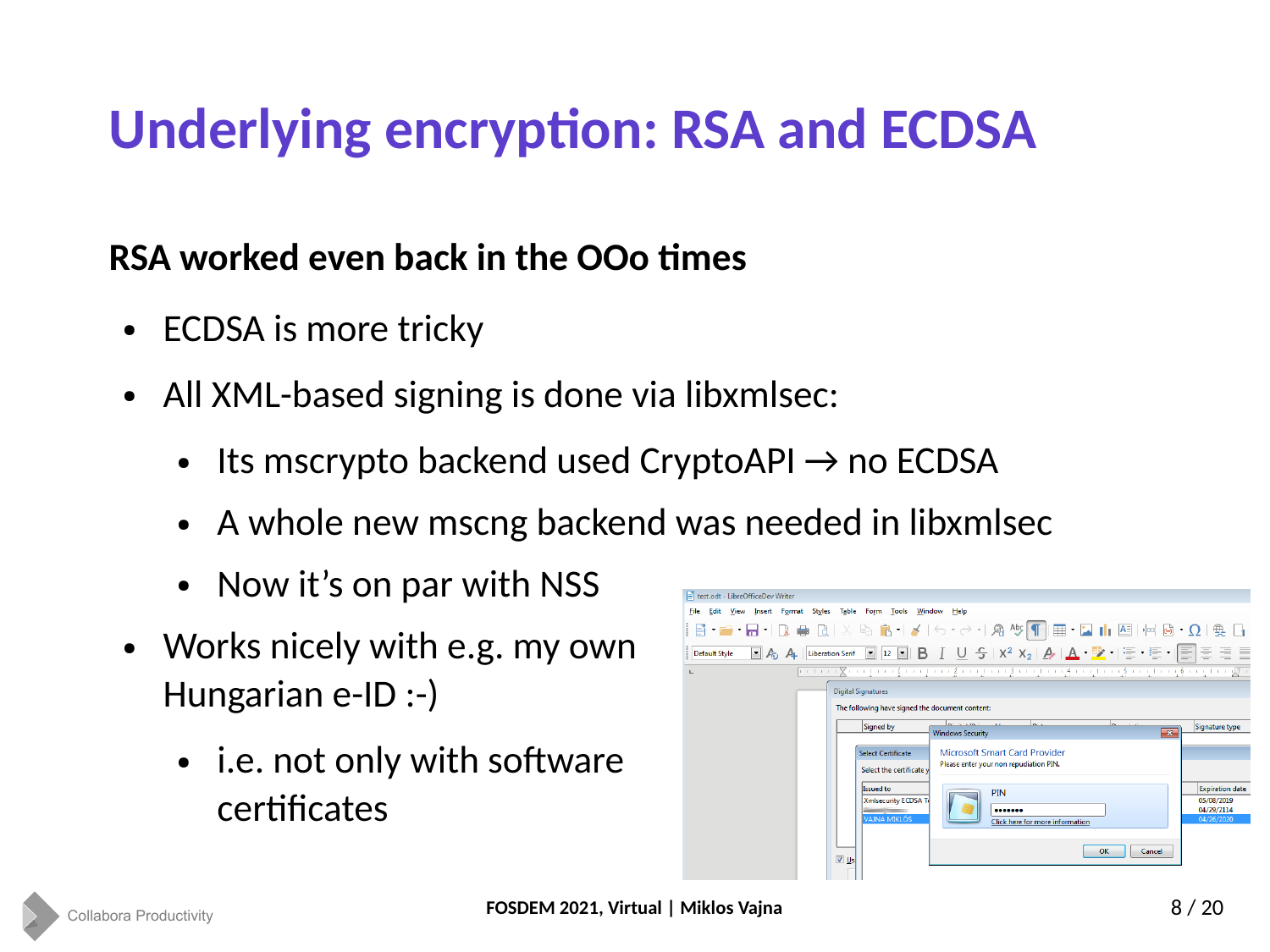# Underlying encryption: RSA and ECDSA

**RSA worked even back in the OOo times**

- ECDSA is more tricky
- All XML-based signing is done via libxmlsec:
  - Its mscrypto backend used CryptoAPI → no ECDSA
  - A whole new mscng backend was needed in libxmlsec
  - Now it's on par with NSS
- Works nicely with e.g. my own Hungarian e-ID :-)
  - i.e. not only with software certificates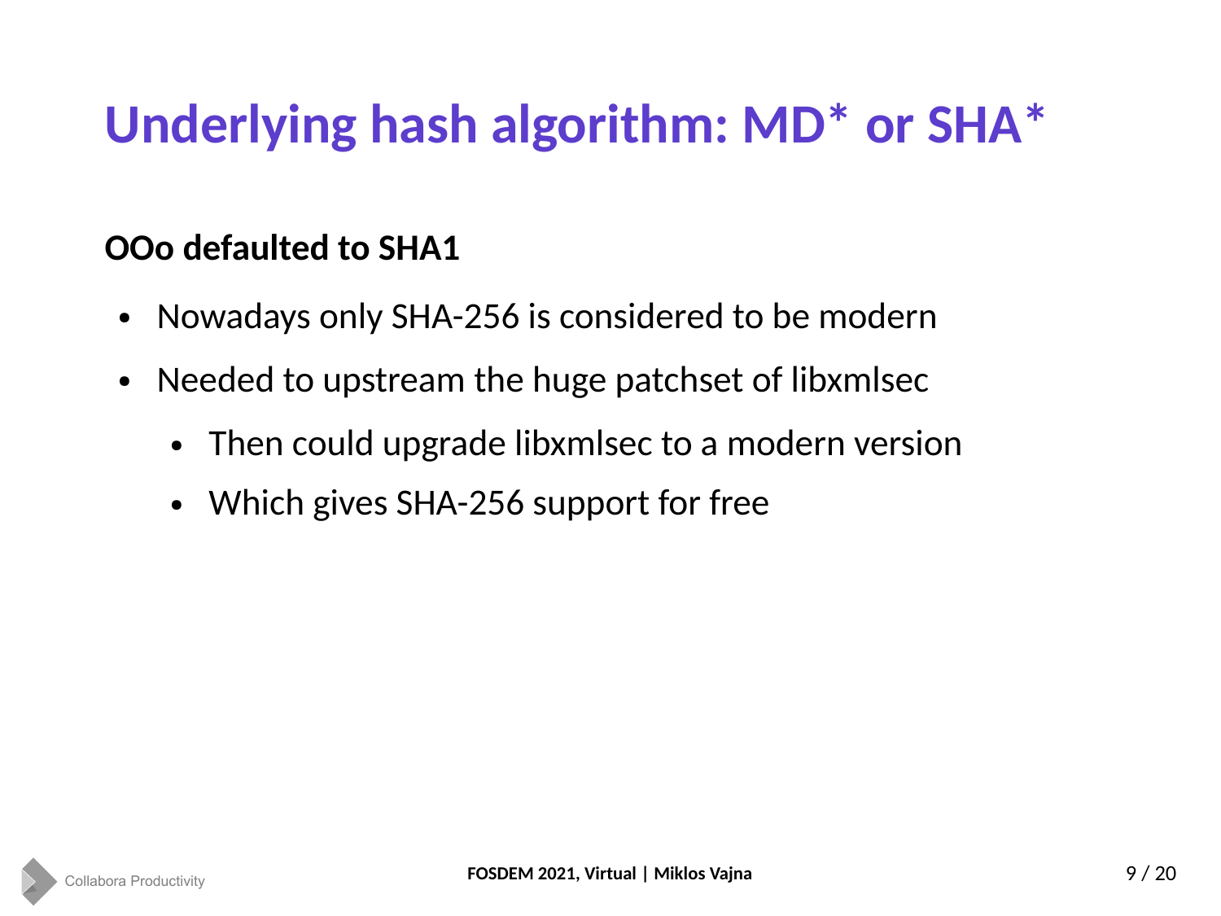# Underlying hash algorithm: MD* or SHA*

**OOo defaulted to SHA1**

- Nowadays only SHA-256 is considered to be modern
- Needed to upstream the huge patchset of libxmlsec
  - Then could upgrade libxmlsec to a modern version
  - Which gives SHA-256 support for free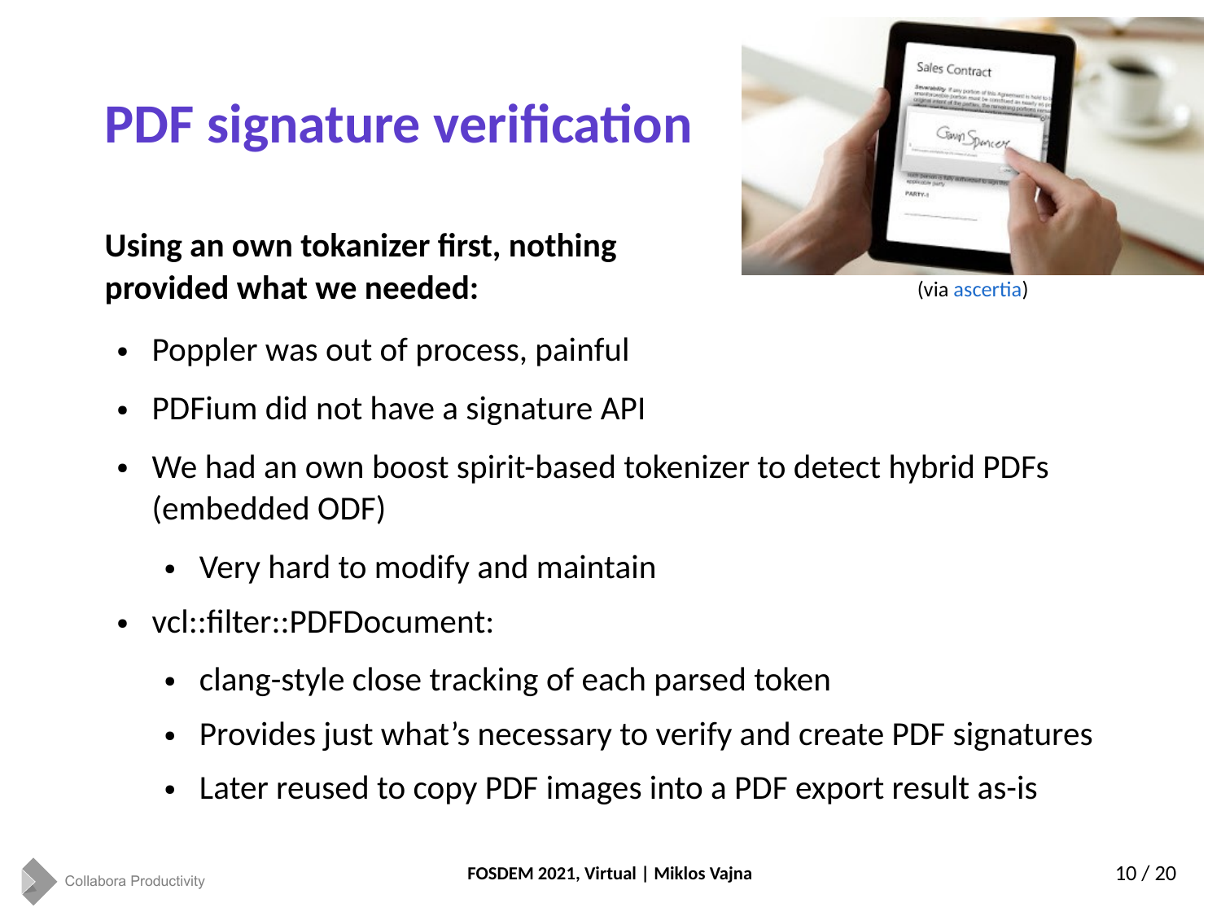# PDF signature verification

(via ascertia)

**Using an own tokanizer first, nothing provided what we needed:**

- Poppler was out of process, painful
- PDFium did not have a signature API
- We had an own boost spirit-based tokenizer to detect hybrid PDFs (embedded ODF)
  - Very hard to modify and maintain
- vcl::filter::PDFDocument:
  - clang-style close tracking of each parsed token
  - Provides just what's necessary to verify and create PDF signatures
  - Later reused to copy PDF images into a PDF export result as-is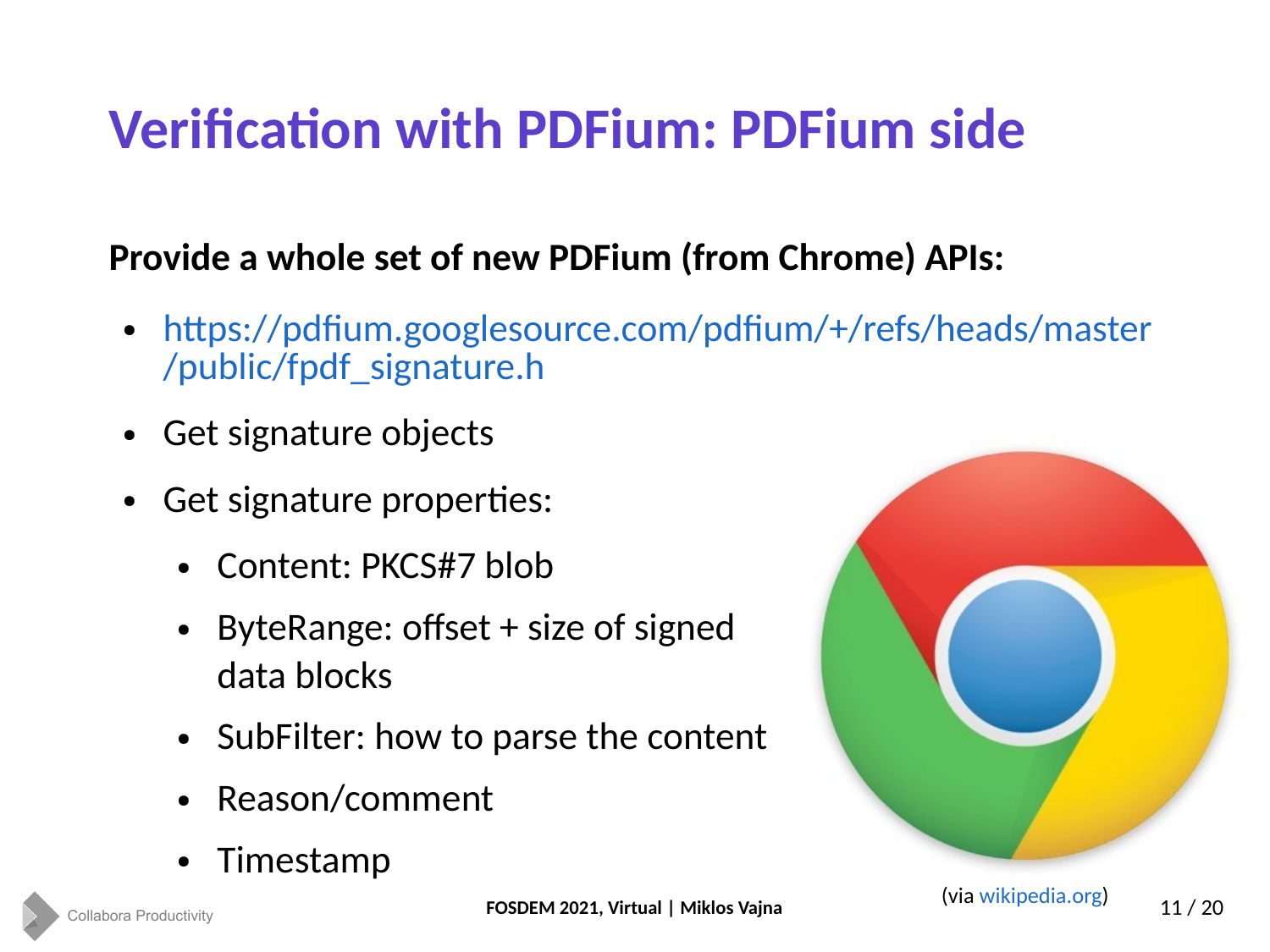# Verification with PDFium: PDFium side

**Provide a whole set of new PDFium (from Chrome) APIs:**

- https://pdfium.googlesource.com/pdfium/+/refs/heads/master/public/fpdf_signature.h
- Get signature objects
- Get signature properties:
  - Content: PKCS#7 blob
  - ByteRange: offset + size of signed data blocks
  - SubFilter: how to parse the content
  - Reason/comment
  - Timestamp

(via wikipedia.org)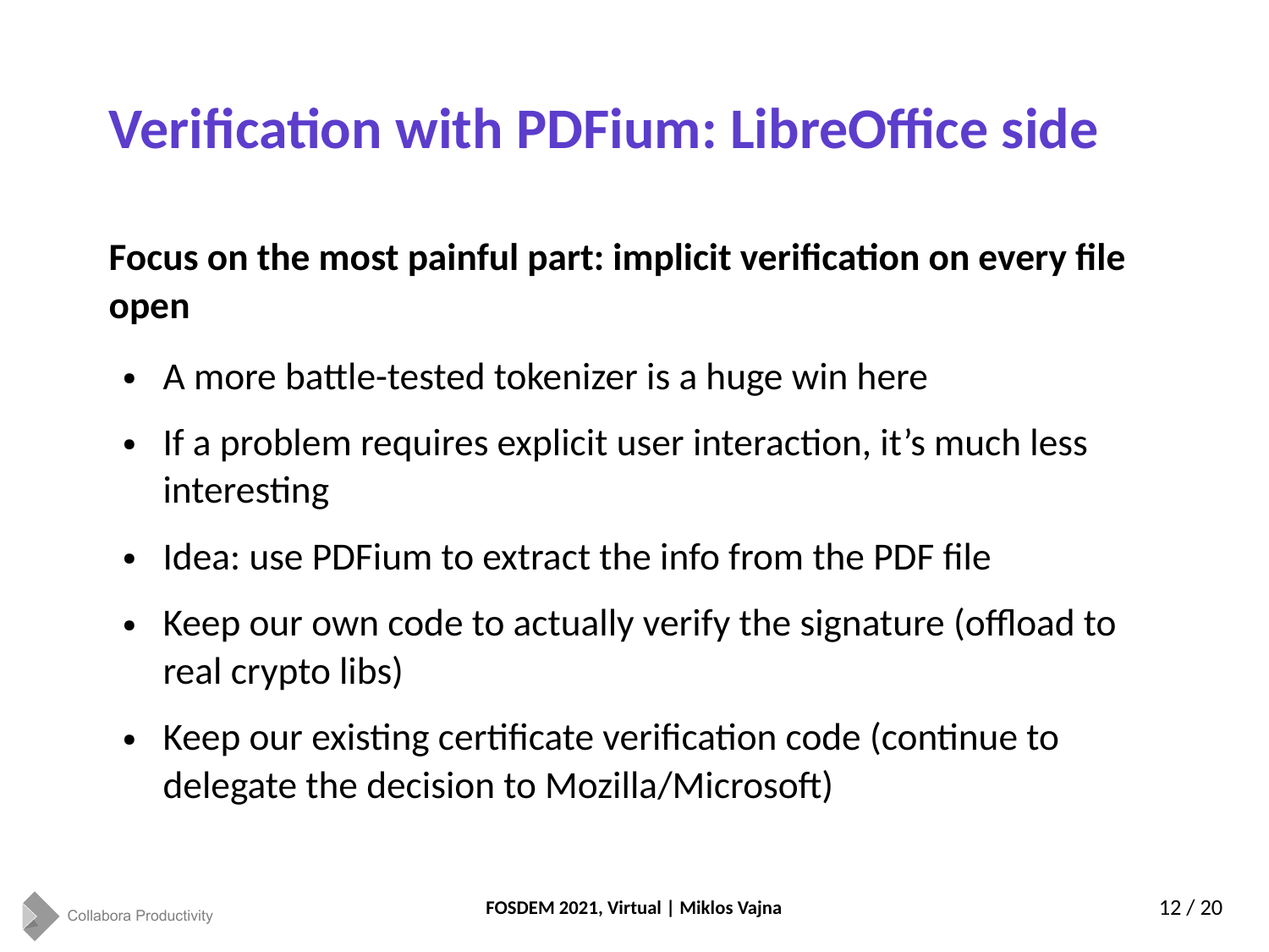# Verification with PDFium: LibreOffice side

**Focus on the most painful part: implicit verification on every file open**

- A more battle-tested tokenizer is a huge win here
- If a problem requires explicit user interaction, it's much less interesting
- Idea: use PDFium to extract the info from the PDF file
- Keep our own code to actually verify the signature (offload to real crypto libs)
- Keep our existing certificate verification code (continue to delegate the decision to Mozilla/Microsoft)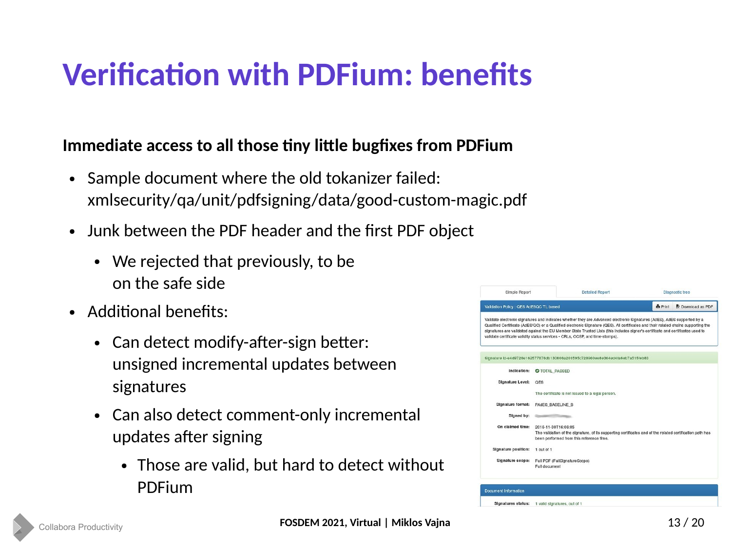# Verification with PDFium: benefits

**Immediate access to all those tiny little bugfixes from PDFium**

- Sample document where the old tokanizer failed: xmlsecurity/qa/unit/pdfsigning/data/good-custom-magic.pdf
- Junk between the PDF header and the first PDF object
  - We rejected that previously, to be on the safe side
- Additional benefits:
  - Can detect modify-after-sign better: unsigned incremental updates between signatures
  - Can also detect comment-only incremental updates after signing
    - Those are valid, but hard to detect without PDFium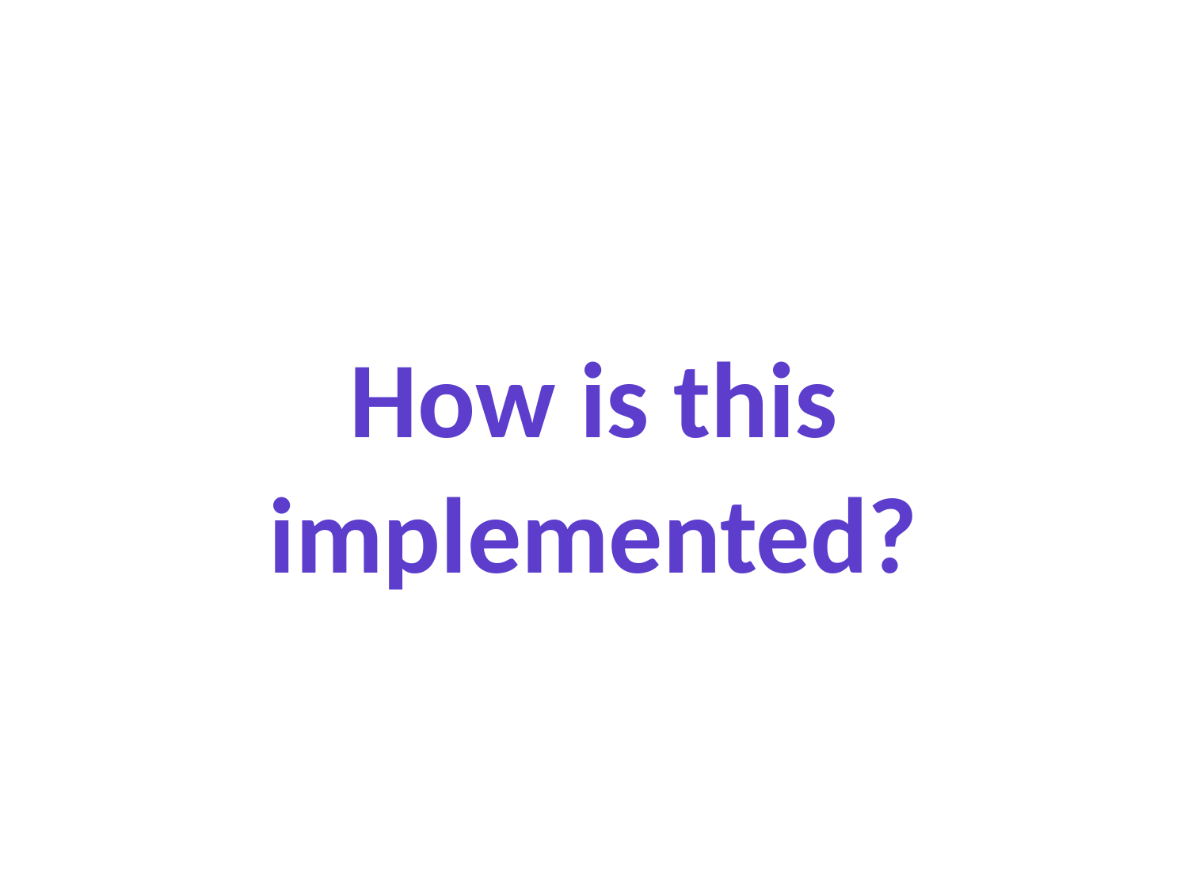# How is this implemented?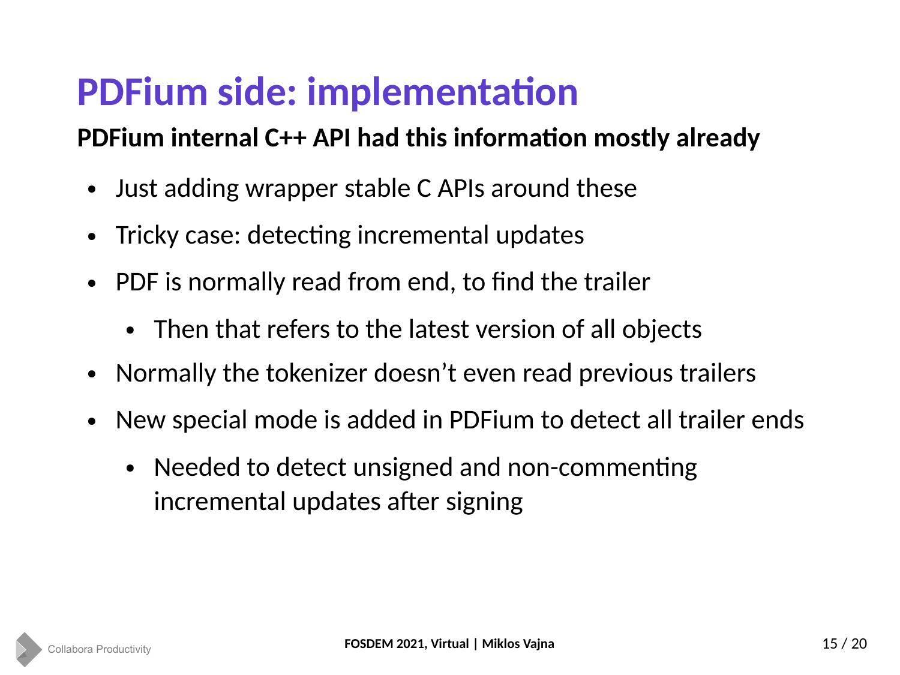# PDFium side: implementation

**PDFium internal C++ API had this information mostly already**

- Just adding wrapper stable C APIs around these
- Tricky case: detecting incremental updates
- PDF is normally read from end, to find the trailer
  - Then that refers to the latest version of all objects
- Normally the tokenizer doesn’t even read previous trailers
- New special mode is added in PDFium to detect all trailer ends
  - Needed to detect unsigned and non-commenting incremental updates after signing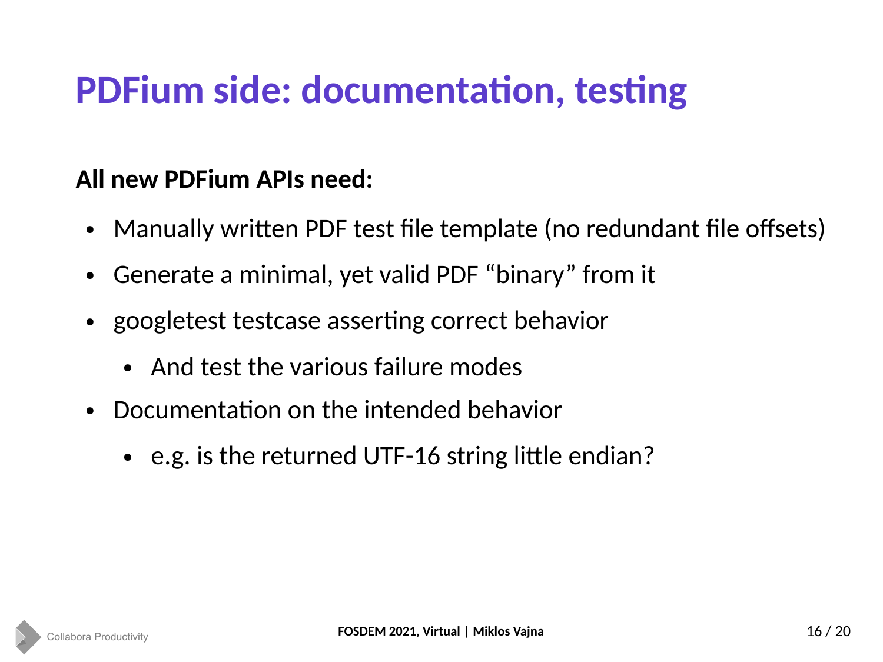# PDFium side: documentation, testing

**All new PDFium APIs need:**

- Manually written PDF test file template (no redundant file offsets)
- Generate a minimal, yet valid PDF “binary” from it
- googletest testcase asserting correct behavior
  - And test the various failure modes
- Documentation on the intended behavior
  - e.g. is the returned UTF-16 string little endian?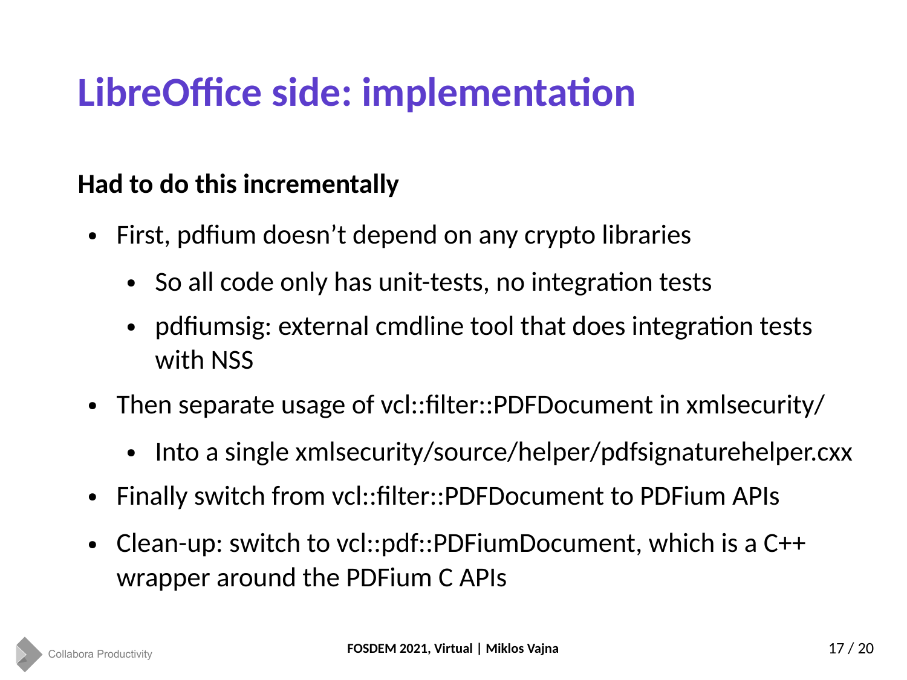# LibreOffice side: implementation

**Had to do this incrementally**

- First, pdfium doesn't depend on any crypto libraries
  - So all code only has unit-tests, no integration tests
  - pdfiumsig: external cmdline tool that does integration tests with NSS
- Then separate usage of vcl::filter::PDFDocument in xmlsecurity/
  - Into a single xmlsecurity/source/helper/pdfsignaturehelper.cxx
- Finally switch from vcl::filter::PDFDocument to PDFium APIs
- Clean-up: switch to vcl::pdf::PDFiumDocument, which is a C++ wrapper around the PDFium C APIs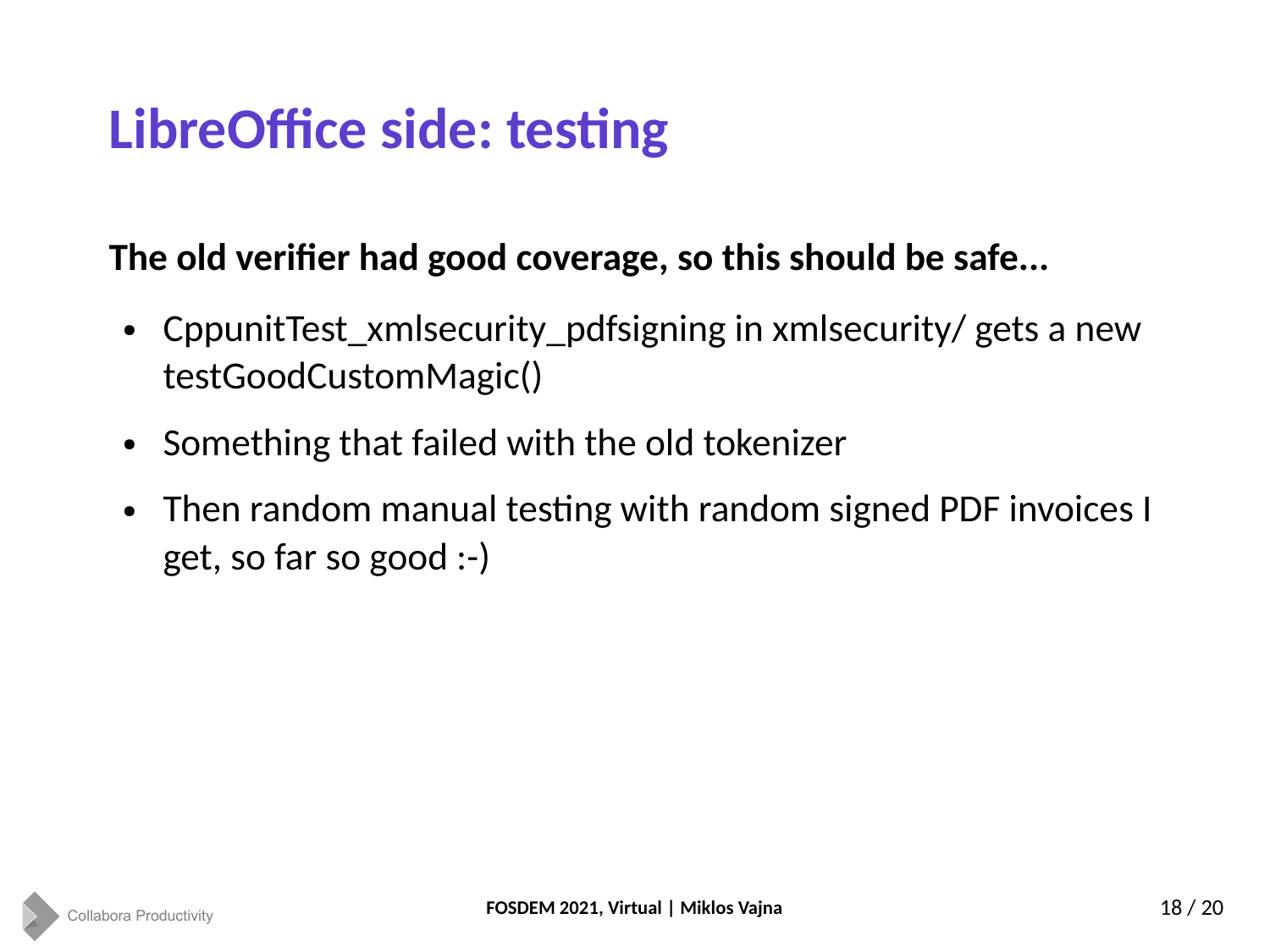# LibreOffice side: testing

**The old verifier had good coverage, so this should be safe...**

- CppunitTest_xmlsecurity_pdfsigning in xmlsecurity/ gets a new testGoodCustomMagic()
- Something that failed with the old tokenizer
- Then random manual testing with random signed PDF invoices I get, so far so good :-)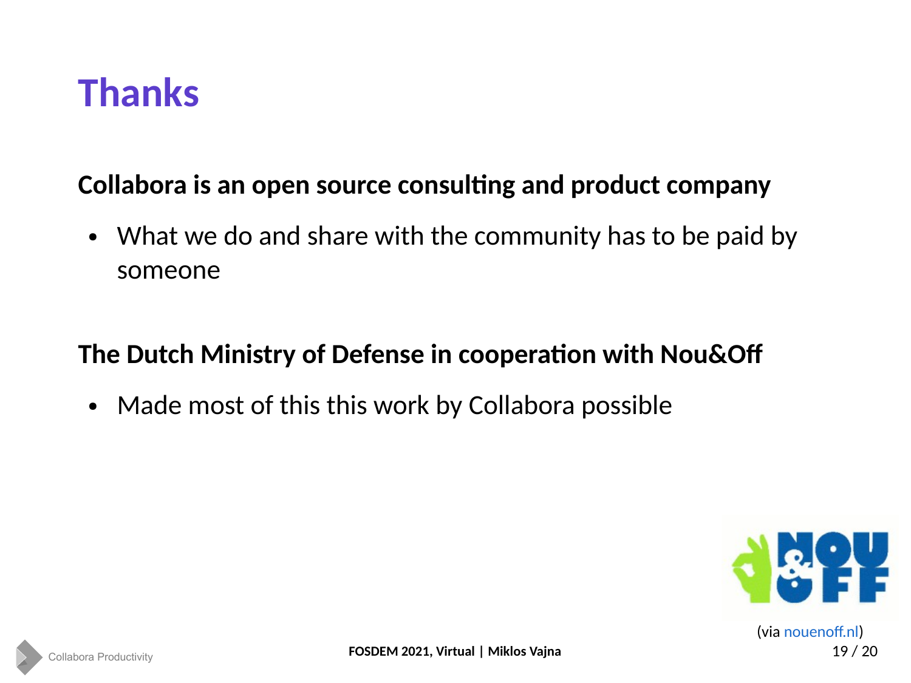# Thanks

**Collabora is an open source consulting and product company**

- What we do and share with the community has to be paid by someone

**The Dutch Ministry of Defense in cooperation with Nou&Off**

- Made most of this this work by Collabora possible

(via nouenoff.nl)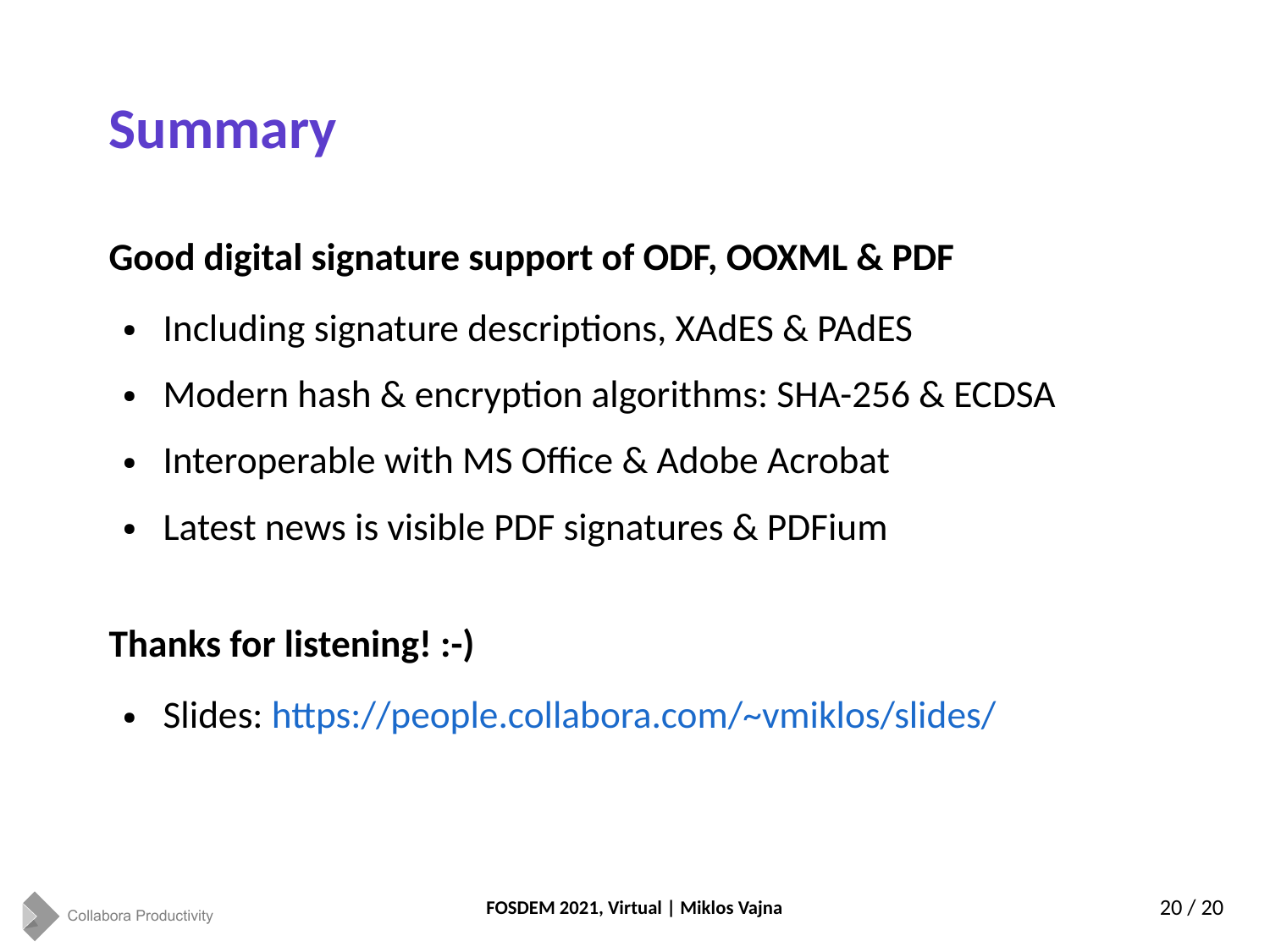# Summary

**Good digital signature support of ODF, OOXML & PDF**

- Including signature descriptions, XAdES & PAdES
- Modern hash & encryption algorithms: SHA-256 & ECDSA
- Interoperable with MS Office & Adobe Acrobat
- Latest news is visible PDF signatures & PDFium

**Thanks for listening! :-)**

- Slides: https://people.collabora.com/~vmiklos/slides/